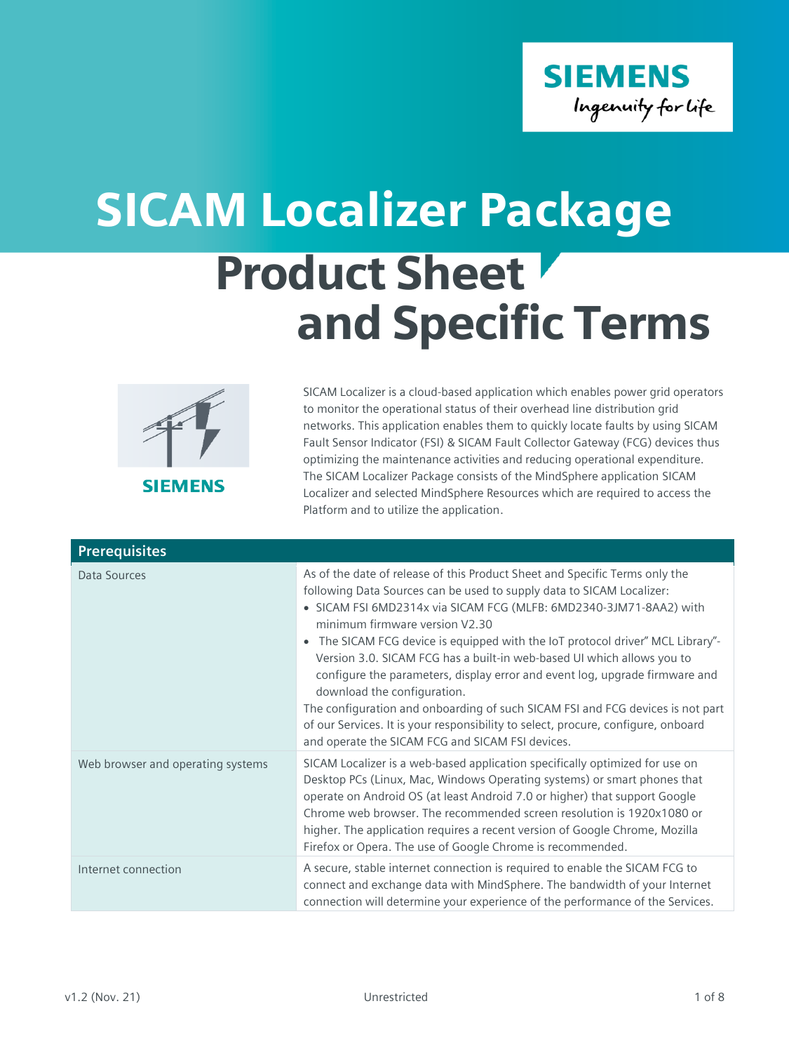# SICAM Localizer Package

## Product Sheet and Specific Terms

SICAM Localizer is a cloud-based application which enables power grid operators to monitor the operational status of their overhead line distribution grid networks. This application enables them to quickly locate faults by using SICAM Fault Sensor Indicator (FSI) & SICAM Fault Collector Gateway (FCG) devices thus optimizing the maintenance activities and reducing operational expenditure. The SICAM Localizer Package consists of the MindSphere application SICAM Localizer and selected MindSphere Resources which are required to access the Platform and to utilize the application.

| Prerequisites | |
|---|---|
| Data Sources | As of the date of release of this Product Sheet and Specific Terms only the following Data Sources can be used to supply data to SICAM Localizer:<br>• SICAM FSI 6MD2314x via SICAM FCG (MLFB: 6MD2340-3JM71-8AA2) with minimum firmware version V2.30<br>• The SICAM FCG device is equipped with the IoT protocol driver" MCL Library"-Version 3.0. SICAM FCG has a built-in web-based UI which allows you to configure the parameters, display error and event log, upgrade firmware and download the configuration.<br>The configuration and onboarding of such SICAM FSI and FCG devices is not part of our Services. It is your responsibility to select, procure, configure, onboard and operate the SICAM FCG and SICAM FSI devices. |
| Web browser and operating systems | SICAM Localizer is a web-based application specifically optimized for use on Desktop PCs (Linux, Mac, Windows Operating systems) or smart phones that operate on Android OS (at least Android 7.0 or higher) that support Google Chrome web browser. The recommended screen resolution is 1920x1080 or higher. The application requires a recent version of Google Chrome, Mozilla Firefox or Opera. The use of Google Chrome is recommended. |
| Internet connection | A secure, stable internet connection is required to enable the SICAM FCG to connect and exchange data with MindSphere. The bandwidth of your Internet connection will determine your experience of the performance of the Services. |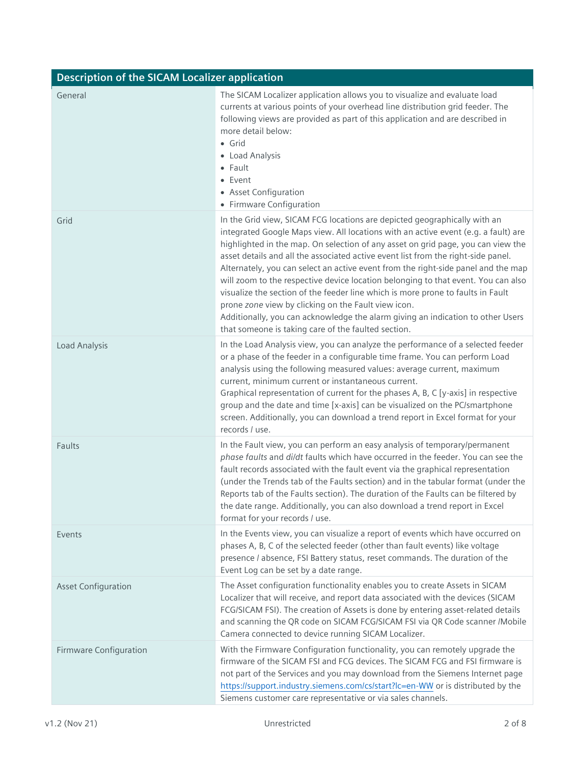| Description of the SICAM Localizer application | |
|---|---|
| General | The SICAM Localizer application allows you to visualize and evaluate load currents at various points of your overhead line distribution grid feeder. The following views are provided as part of this application and are described in more detail below:<br>• Grid<br>• Load Analysis<br>• Fault<br>• Event<br>• Asset Configuration<br>• Firmware Configuration |
| Grid | In the Grid view, SICAM FCG locations are depicted geographically with an integrated Google Maps view. All locations with an active event (e.g. a fault) are highlighted in the map. On selection of any asset on grid page, you can view the asset details and all the associated active event list from the right-side panel. Alternately, you can select an active event from the right-side panel and the map will zoom to the respective device location belonging to that event. You can also visualize the section of the feeder line which is more prone to faults in Fault prone *zone* view by clicking on the Fault view icon.<br>Additionally, you can acknowledge the alarm giving an indication to other Users that someone is taking care of the faulted section. |
| Load Analysis | In the Load Analysis view, you can analyze the performance of a selected feeder or a phase of the feeder in a configurable time frame. You can perform Load analysis using the following measured values: average current, maximum current, minimum current or instantaneous current.<br>Graphical representation of current for the phases A, B, C [y-axis] in respective group and the date and time [x-axis] can be visualized on the PC/smartphone screen. Additionally, you can download a trend report in Excel format for your records / use. |
| Faults | In the Fault view, you can perform an easy analysis of temporary/permanent *phase faults* and *di/dt* faults which have occurred in the feeder. You can see the fault records associated with the fault event via the graphical representation (under the Trends tab of the Faults section) and in the tabular format (under the Reports tab of the Faults section). The duration of the Faults can be filtered by the date range. Additionally, you can also download a trend report in Excel format for your records / use. |
| Events | In the Events view, you can visualize a report of events which have occurred on phases A, B, C of the selected feeder (other than fault events) like voltage presence / absence, FSI Battery status, reset commands. The duration of the Event Log can be set by a date range. |
| Asset Configuration | The Asset configuration functionality enables you to create Assets in SICAM Localizer that will receive, and report data associated with the devices (SICAM FCG/SICAM FSI). The creation of Assets is done by entering asset-related details and scanning the QR code on SICAM FCG/SICAM FSI via QR Code scanner /Mobile Camera connected to device running SICAM Localizer. |
| Firmware Configuration | With the Firmware Configuration functionality, you can remotely upgrade the firmware of the SICAM FSI and FCG devices. The SICAM FCG and FSI firmware is not part of the Services and you may download from the Siemens Internet page https://support.industry.siemens.com/cs/start?lc=en-WW or is distributed by the Siemens customer care representative or via sales channels. |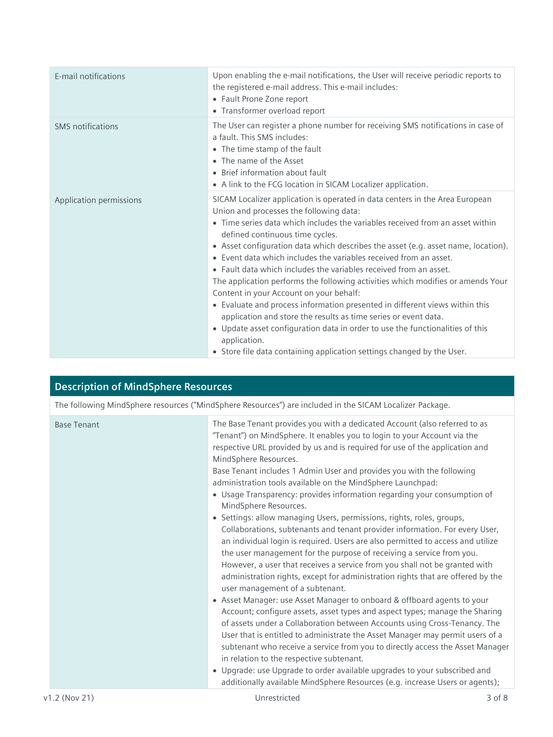| | |
|---|---|
| E-mail notifications | Upon enabling the e-mail notifications, the User will receive periodic reports to the registered e-mail address. This e-mail includes:<br>• Fault Prone Zone report<br>• Transformer overload report |
| SMS notifications | The User can register a phone number for receiving SMS notifications in case of a fault. This SMS includes:<br>• The time stamp of the fault<br>• The name of the Asset<br>• Brief information about fault<br>• A link to the FCG location in SICAM Localizer application. |
| Application permissions | SICAM Localizer application is operated in data centers in the Area European Union and processes the following data:<br>• Time series data which includes the variables received from an asset within defined continuous time cycles.<br>• Asset configuration data which describes the asset (e.g. asset name, location).<br>• Event data which includes the variables received from an asset.<br>• Fault data which includes the variables received from an asset.<br>The application performs the following activities which modifies or amends Your Content in your Account on your behalf:<br>• Evaluate and process information presented in different views within this application and store the results as time series or event data.<br>• Update asset configuration data in order to use the functionalities of this application.<br>• Store file data containing application settings changed by the User. |

## Description of MindSphere Resources

The following MindSphere resources ("MindSphere Resources") are included in the SICAM Localizer Package.

| | |
|---|---|
| Base Tenant | The Base Tenant provides you with a dedicated Account (also referred to as "Tenant") on MindSphere. It enables you to login to your Account via the respective URL provided by us and is required for use of the application and MindSphere Resources.<br>Base Tenant includes 1 Admin User and provides you with the following administration tools available on the MindSphere Launchpad:<br>• Usage Transparency: provides information regarding your consumption of MindSphere Resources.<br>• Settings: allow managing Users, permissions, rights, roles, groups, Collaborations, subtenants and tenant provider information. For every User, an individual login is required. Users are also permitted to access and utilize the user management for the purpose of receiving a service from you. However, a user that receives a service from you shall not be granted with administration rights, except for administration rights that are offered by the user management of a subtenant.<br>• Asset Manager: use Asset Manager to onboard & offboard agents to your Account; configure assets, asset types and aspect types; manage the Sharing of assets under a Collaboration between Accounts using Cross-Tenancy. The User that is entitled to administrate the Asset Manager may permit users of a subtenant who receive a service from you to directly access the Asset Manager in relation to the respective subtenant.<br>• Upgrade: use Upgrade to order available upgrades to your subscribed and additionally available MindSphere Resources (e.g. increase Users or agents); |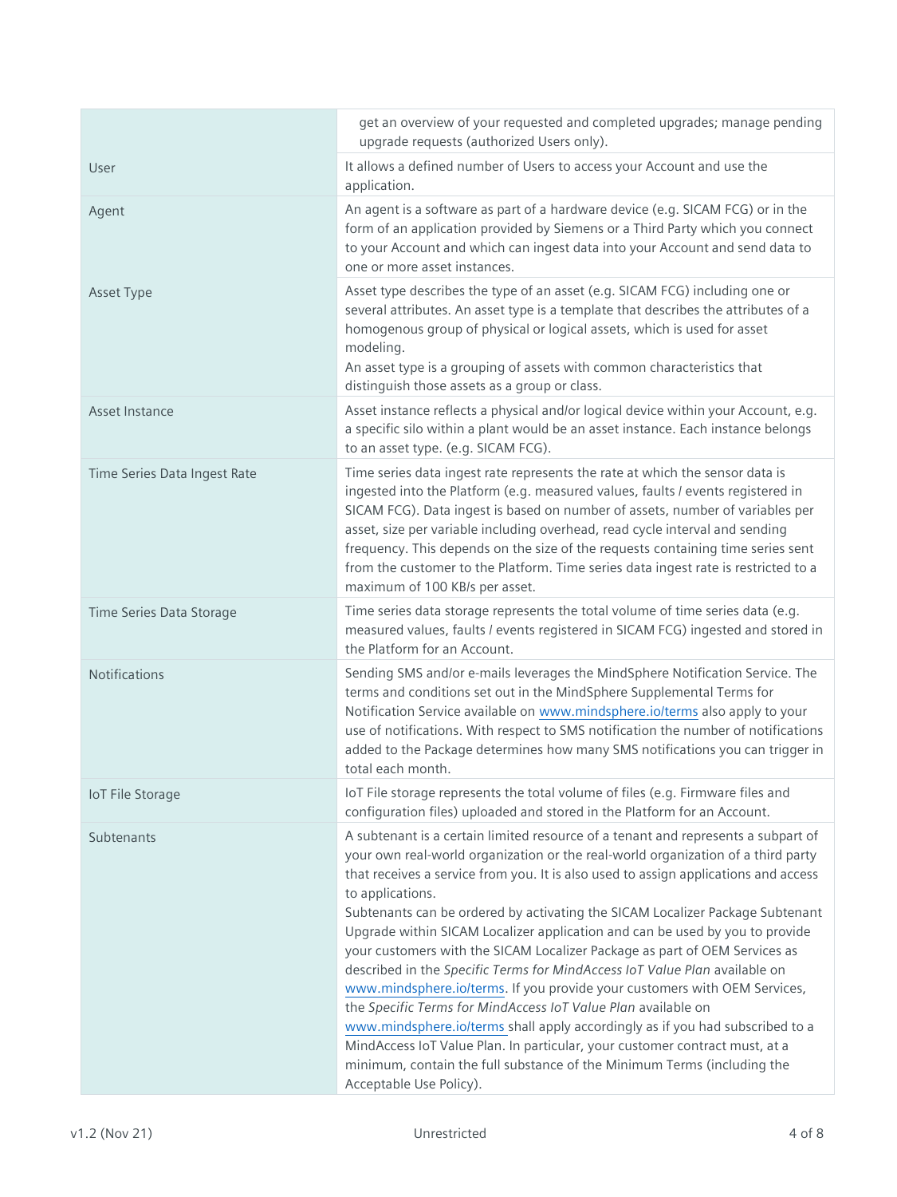| | |
|---|---|
| | get an overview of your requested and completed upgrades; manage pending upgrade requests (authorized Users only). |
| User | It allows a defined number of Users to access your Account and use the application. |
| Agent | An agent is a software as part of a hardware device (e.g. SICAM FCG) or in the form of an application provided by Siemens or a Third Party which you connect to your Account and which can ingest data into your Account and send data to one or more asset instances. |
| Asset Type | Asset type describes the type of an asset (e.g. SICAM FCG) including one or several attributes. An asset type is a template that describes the attributes of a homogenous group of physical or logical assets, which is used for asset modeling.<br>An asset type is a grouping of assets with common characteristics that distinguish those assets as a group or class. |
| Asset Instance | Asset instance reflects a physical and/or logical device within your Account, e.g. a specific silo within a plant would be an asset instance. Each instance belongs to an asset type. (e.g. SICAM FCG). |
| Time Series Data Ingest Rate | Time series data ingest rate represents the rate at which the sensor data is ingested into the Platform (e.g. measured values, faults / events registered in SICAM FCG). Data ingest is based on number of assets, number of variables per asset, size per variable including overhead, read cycle interval and sending frequency. This depends on the size of the requests containing time series sent from the customer to the Platform. Time series data ingest rate is restricted to a maximum of 100 KB/s per asset. |
| Time Series Data Storage | Time series data storage represents the total volume of time series data (e.g. measured values, faults / events registered in SICAM FCG) ingested and stored in the Platform for an Account. |
| Notifications | Sending SMS and/or e-mails leverages the MindSphere Notification Service. The terms and conditions set out in the MindSphere Supplemental Terms for Notification Service available on www.mindsphere.io/terms also apply to your use of notifications. With respect to SMS notification the number of notifications added to the Package determines how many SMS notifications you can trigger in total each month. |
| IoT File Storage | IoT File storage represents the total volume of files (e.g. Firmware files and configuration files) uploaded and stored in the Platform for an Account. |
| Subtenants | A subtenant is a certain limited resource of a tenant and represents a subpart of your own real-world organization or the real-world organization of a third party that receives a service from you. It is also used to assign applications and access to applications.<br>Subtenants can be ordered by activating the SICAM Localizer Package Subtenant Upgrade within SICAM Localizer application and can be used by you to provide your customers with the SICAM Localizer Package as part of OEM Services as described in the *Specific Terms for MindAccess IoT Value Plan* available on www.mindsphere.io/terms. If you provide your customers with OEM Services, the *Specific Terms for MindAccess IoT Value Plan* available on www.mindsphere.io/terms shall apply accordingly as if you had subscribed to a MindAccess IoT Value Plan. In particular, your customer contract must, at a minimum, contain the full substance of the Minimum Terms (including the Acceptable Use Policy). |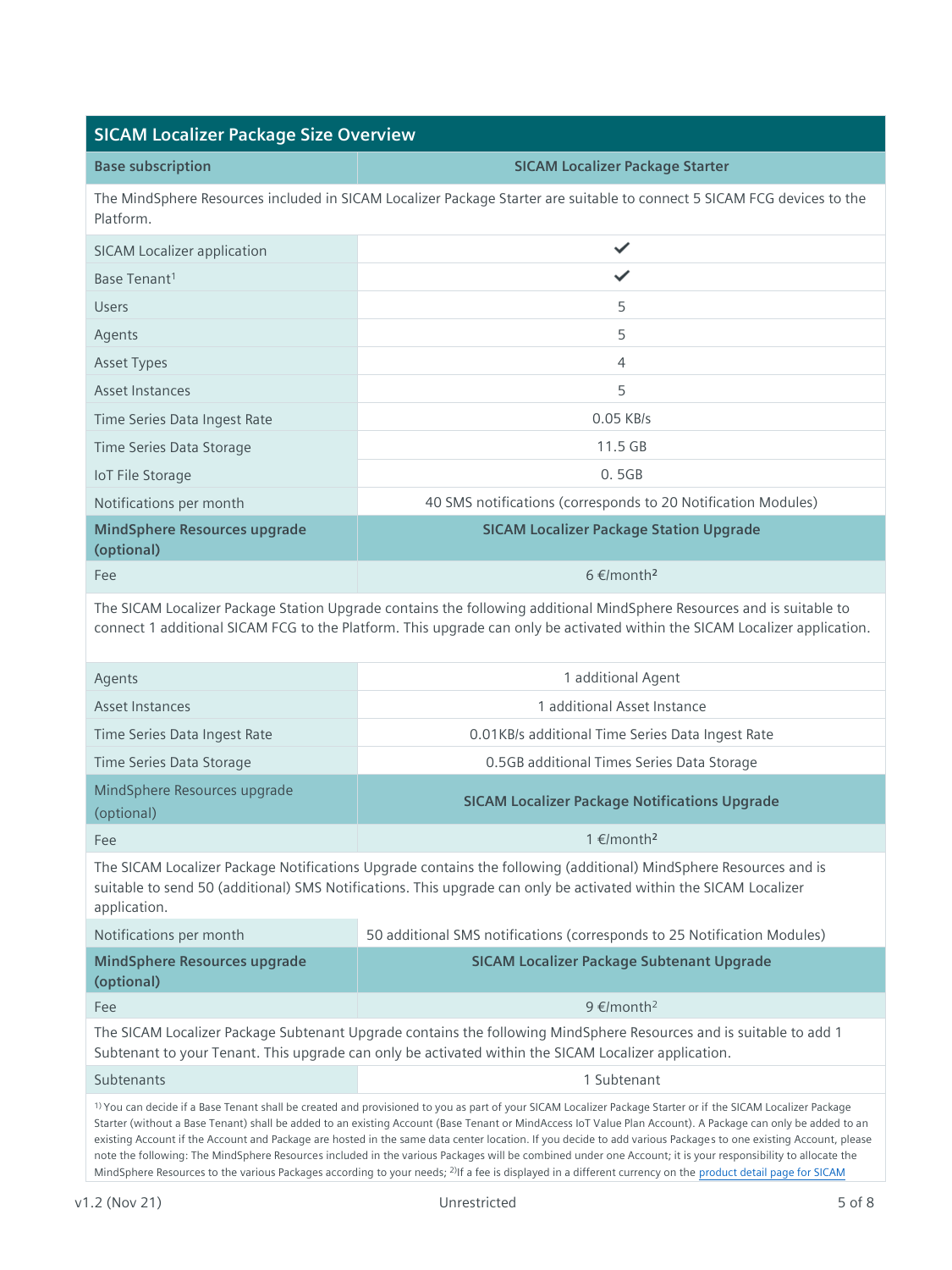## SICAM Localizer Package Size Overview

| Base subscription | SICAM Localizer Package Starter |
|---|---|
| The MindSphere Resources included in SICAM Localizer Package Starter are suitable to connect 5 SICAM FCG devices to the Platform. | |
| SICAM Localizer application | ✔ |
| Base Tenant[1] | ✔ |
| Users | 5 |
| Agents | 5 |
| Asset Types | 4 |
| Asset Instances | 5 |
| Time Series Data Ingest Rate | 0.05 KB/s |
| Time Series Data Storage | 11.5 GB |
| IoT File Storage | 0. 5GB |
| Notifications per month | 40 SMS notifications (corresponds to 20 Notification Modules) |
| **MindSphere Resources upgrade (optional)** | **SICAM Localizer Package Station Upgrade** |
| Fee | 6 €/month[2] |
| The SICAM Localizer Package Station Upgrade contains the following additional MindSphere Resources and is suitable to connect 1 additional SICAM FCG to the Platform. This upgrade can only be activated within the SICAM Localizer application. | |
| Agents | 1 additional Agent |
| Asset Instances | 1 additional Asset Instance |
| Time Series Data Ingest Rate | 0.01KB/s additional Time Series Data Ingest Rate |
| Time Series Data Storage | 0.5GB additional Times Series Data Storage |
| MindSphere Resources upgrade (optional) | **SICAM Localizer Package Notifications Upgrade** |
| Fee | 1 €/month[2] |
| The SICAM Localizer Package Notifications Upgrade contains the following (additional) MindSphere Resources and is suitable to send 50 (additional) SMS Notifications. This upgrade can only be activated within the SICAM Localizer application. | |
| Notifications per month | 50 additional SMS notifications (corresponds to 25 Notification Modules) |
| **MindSphere Resources upgrade (optional)** | **SICAM Localizer Package Subtenant Upgrade** |
| Fee | 9 €/month[2] |
| The SICAM Localizer Package Subtenant Upgrade contains the following MindSphere Resources and is suitable to add 1 Subtenant to your Tenant. This upgrade can only be activated within the SICAM Localizer application. | |
| Subtenants | 1 Subtenant |

[1] You can decide if a Base Tenant shall be created and provisioned to you as part of your SICAM Localizer Package Starter or if the SICAM Localizer Package Starter (without a Base Tenant) shall be added to an existing Account (Base Tenant or MindAccess IoT Value Plan Account). A Package can only be added to an existing Account if the Account and Package are hosted in the same data center location. If you decide to add various Packages to one existing Account, please note the following: The MindSphere Resources included in the various Packages will be combined under one Account; it is your responsibility to allocate the MindSphere Resources to the various Packages according to your needs; [2]If a fee is displayed in a different currency on the product detail page for SICAM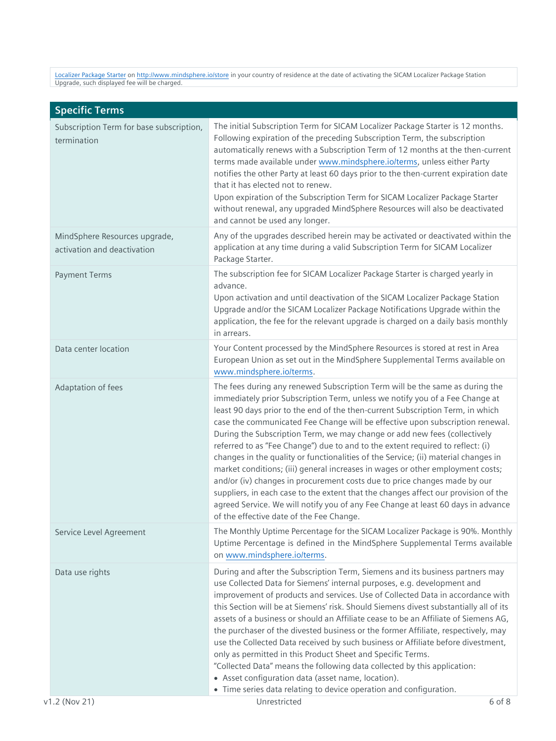Localizer Package Starter on http://www.mindsphere.io/store in your country of residence at the date of activating the SICAM Localizer Package Station Upgrade, such displayed fee will be charged.

| Specific Terms | |
|---|---|
| Subscription Term for base subscription, termination | The initial Subscription Term for SICAM Localizer Package Starter is 12 months. Following expiration of the preceding Subscription Term, the subscription automatically renews with a Subscription Term of 12 months at the then-current terms made available under www.mindsphere.io/terms, unless either Party notifies the other Party at least 60 days prior to the then-current expiration date that it has elected not to renew.<br>Upon expiration of the Subscription Term for SICAM Localizer Package Starter without renewal, any upgraded MindSphere Resources will also be deactivated and cannot be used any longer. |
| MindSphere Resources upgrade, activation and deactivation | Any of the upgrades described herein may be activated or deactivated within the application at any time during a valid Subscription Term for SICAM Localizer Package Starter. |
| Payment Terms | The subscription fee for SICAM Localizer Package Starter is charged yearly in advance.<br>Upon activation and until deactivation of the SICAM Localizer Package Station Upgrade and/or the SICAM Localizer Package Notifications Upgrade within the application, the fee for the relevant upgrade is charged on a daily basis monthly in arrears. |
| Data center location | Your Content processed by the MindSphere Resources is stored at rest in Area European Union as set out in the MindSphere Supplemental Terms available on www.mindsphere.io/terms. |
| Adaptation of fees | The fees during any renewed Subscription Term will be the same as during the immediately prior Subscription Term, unless we notify you of a Fee Change at least 90 days prior to the end of the then-current Subscription Term, in which case the communicated Fee Change will be effective upon subscription renewal. During the Subscription Term, we may change or add new fees (collectively referred to as "Fee Change") due to and to the extent required to reflect: (i) changes in the quality or functionalities of the Service; (ii) material changes in market conditions; (iii) general increases in wages or other employment costs; and/or (iv) changes in procurement costs due to price changes made by our suppliers, in each case to the extent that the changes affect our provision of the agreed Service. We will notify you of any Fee Change at least 60 days in advance of the effective date of the Fee Change. |
| Service Level Agreement | The Monthly Uptime Percentage for the SICAM Localizer Package is 90%. Monthly Uptime Percentage is defined in the MindSphere Supplemental Terms available on www.mindsphere.io/terms. |
| Data use rights | During and after the Subscription Term, Siemens and its business partners may use Collected Data for Siemens' internal purposes, e.g. development and improvement of products and services. Use of Collected Data in accordance with this Section will be at Siemens' risk. Should Siemens divest substantially all of its assets of a business or should an Affiliate cease to be an Affiliate of Siemens AG, the purchaser of the divested business or the former Affiliate, respectively, may use the Collected Data received by such business or Affiliate before divestment, only as permitted in this Product Sheet and Specific Terms.<br>"Collected Data" means the following data collected by this application:<br>• Asset configuration data (asset name, location).<br>• Time series data relating to device operation and configuration. |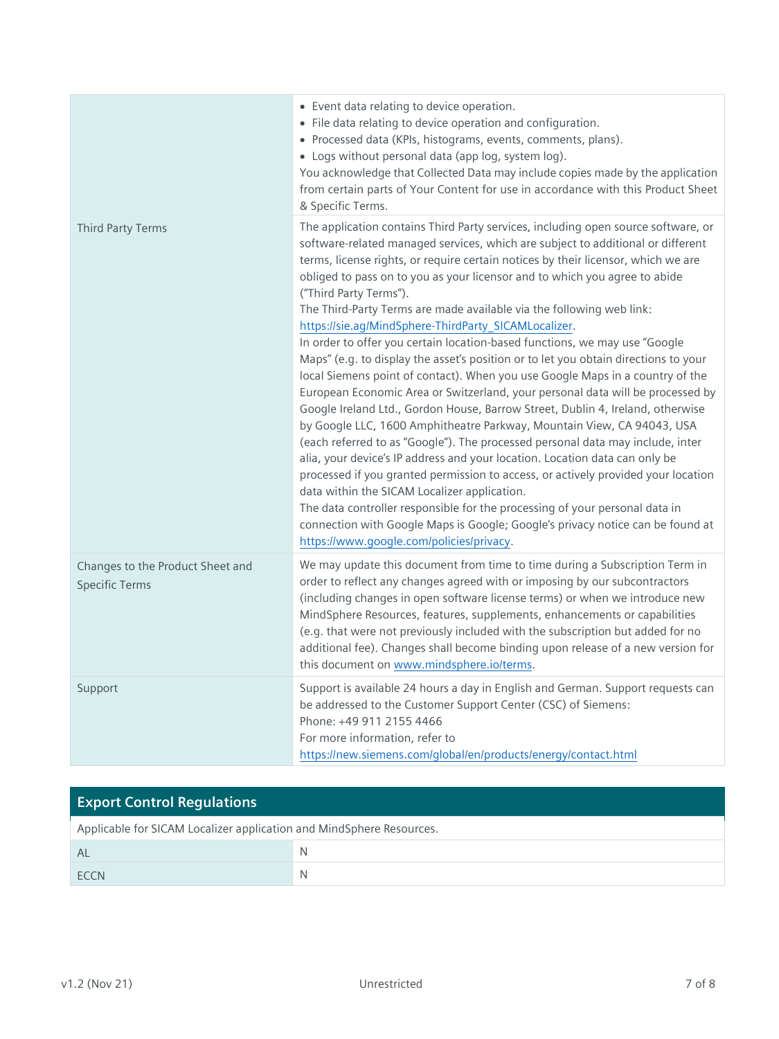| | |
|---|---|
| | • Event data relating to device operation.<br>• File data relating to device operation and configuration.<br>• Processed data (KPIs, histograms, events, comments, plans).<br>• Logs without personal data (app log, system log).<br>You acknowledge that Collected Data may include copies made by the application from certain parts of Your Content for use in accordance with this Product Sheet & Specific Terms. |
| Third Party Terms | The application contains Third Party services, including open source software, or software-related managed services, which are subject to additional or different terms, license rights, or require certain notices by their licensor, which we are obliged to pass on to you as your licensor and to which you agree to abide ("Third Party Terms").<br>The Third-Party Terms are made available via the following web link: https://sie.ag/MindSphere-ThirdParty_SICAMLocalizer.<br>In order to offer you certain location-based functions, we may use "Google Maps" (e.g. to display the asset's position or to let you obtain directions to your local Siemens point of contact). When you use Google Maps in a country of the European Economic Area or Switzerland, your personal data will be processed by Google Ireland Ltd., Gordon House, Barrow Street, Dublin 4, Ireland, otherwise by Google LLC, 1600 Amphitheatre Parkway, Mountain View, CA 94043, USA (each referred to as "Google"). The processed personal data may include, inter alia, your device's IP address and your location. Location data can only be processed if you granted permission to access, or actively provided your location data within the SICAM Localizer application.<br>The data controller responsible for the processing of your personal data in connection with Google Maps is Google; Google's privacy notice can be found at https://www.google.com/policies/privacy. |
| Changes to the Product Sheet and Specific Terms | We may update this document from time to time during a Subscription Term in order to reflect any changes agreed with or imposing by our subcontractors (including changes in open software license terms) or when we introduce new MindSphere Resources, features, supplements, enhancements or capabilities (e.g. that were not previously included with the subscription but added for no additional fee). Changes shall become binding upon release of a new version for this document on www.mindsphere.io/terms. |
| Support | Support is available 24 hours a day in English and German. Support requests can be addressed to the Customer Support Center (CSC) of Siemens:<br>Phone: +49 911 2155 4466<br>For more information, refer to<br>https://new.siemens.com/global/en/products/energy/contact.html |

## Export Control Regulations

Applicable for SICAM Localizer application and MindSphere Resources.

| | |
|---|---|
| AL | N |
| ECCN | N |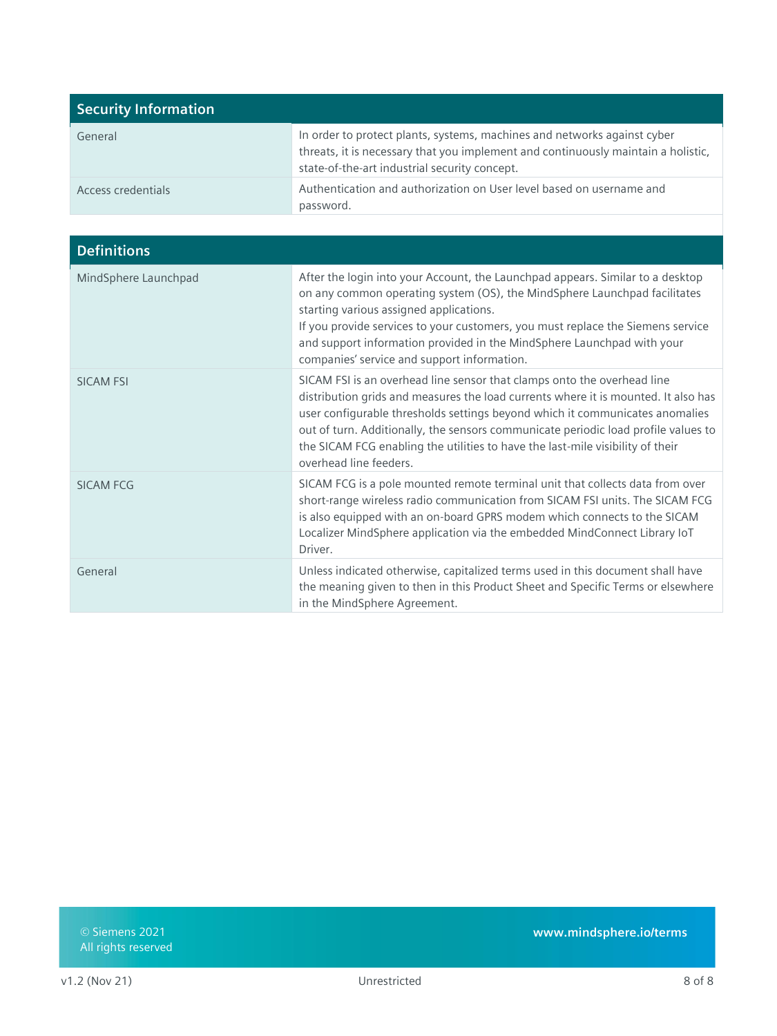| Security Information | |
|---|---|
| General | In order to protect plants, systems, machines and networks against cyber threats, it is necessary that you implement and continuously maintain a holistic, state-of-the-art industrial security concept. |
| Access credentials | Authentication and authorization on User level based on username and password. |

| Definitions | |
|---|---|
| MindSphere Launchpad | After the login into your Account, the Launchpad appears. Similar to a desktop on any common operating system (OS), the MindSphere Launchpad facilitates starting various assigned applications.<br>If you provide services to your customers, you must replace the Siemens service and support information provided in the MindSphere Launchpad with your companies' service and support information. |
| SICAM FSI | SICAM FSI is an overhead line sensor that clamps onto the overhead line distribution grids and measures the load currents where it is mounted. It also has user configurable thresholds settings beyond which it communicates anomalies out of turn. Additionally, the sensors communicate periodic load profile values to the SICAM FCG enabling the utilities to have the last-mile visibility of their overhead line feeders. |
| SICAM FCG | SICAM FCG is a pole mounted remote terminal unit that collects data from over short-range wireless radio communication from SICAM FSI units. The SICAM FCG is also equipped with an on-board GPRS modem which connects to the SICAM Localizer MindSphere application via the embedded MindConnect Library IoT Driver. |
| General | Unless indicated otherwise, capitalized terms used in this document shall have the meaning given to then in this Product Sheet and Specific Terms or elsewhere in the MindSphere Agreement. |

© Siemens 2021
All rights reserved

www.mindsphere.io/terms

v1.2 (Nov 21)

Unrestricted